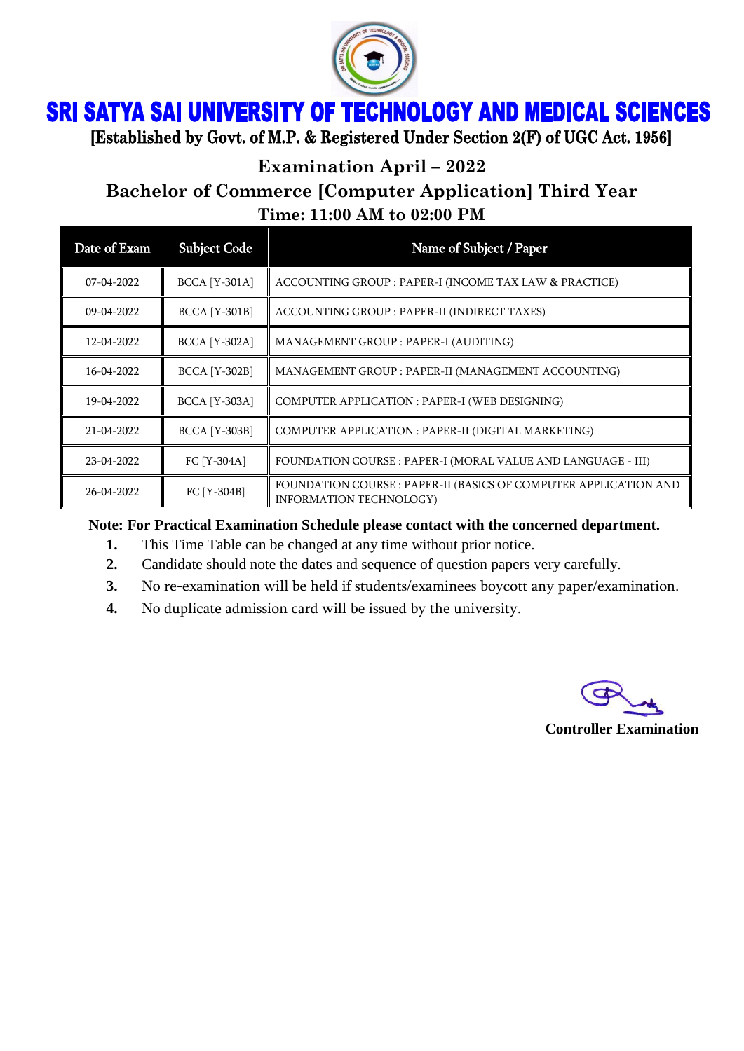# SRI SATYA SAI UNIVERSITY OF TECHNOLOGY AND MEDICAL SCIENCES

**[Established by Govt. of M.P. & Registered Under Section 2(F) of UGC Act. 1956]**

## Examination April – 2022

## Bachelor of Commerce [Computer Application] Third Year

## Time: 11:00 AM to 02:00 PM

| Date of Exam | Subject Code | Name of Subject / Paper |
|---|---|---|
| 07-04-2022 | BCCA [Y-301A] | ACCOUNTING GROUP : PAPER-I (INCOME TAX LAW & PRACTICE) |
| 09-04-2022 | BCCA [Y-301B] | ACCOUNTING GROUP : PAPER-II (INDIRECT TAXES) |
| 12-04-2022 | BCCA [Y-302A] | MANAGEMENT GROUP : PAPER-I (AUDITING) |
| 16-04-2022 | BCCA [Y-302B] | MANAGEMENT GROUP : PAPER-II (MANAGEMENT ACCOUNTING) |
| 19-04-2022 | BCCA [Y-303A] | COMPUTER APPLICATION : PAPER-I (WEB DESIGNING) |
| 21-04-2022 | BCCA [Y-303B] | COMPUTER APPLICATION : PAPER-II (DIGITAL MARKETING) |
| 23-04-2022 | FC [Y-304A] | FOUNDATION COURSE : PAPER-I (MORAL VALUE AND LANGUAGE - III) |
| 26-04-2022 | FC [Y-304B] | FOUNDATION COURSE : PAPER-II (BASICS OF COMPUTER APPLICATION AND INFORMATION TECHNOLOGY) |

**Note: For Practical Examination Schedule please contact with the concerned department.**

1. This Time Table can be changed at any time without prior notice.
2. Candidate should note the dates and sequence of question papers very carefully.
3. No re-examination will be held if students/examinees boycott any paper/examination.
4. No duplicate admission card will be issued by the university.

**Controller Examination**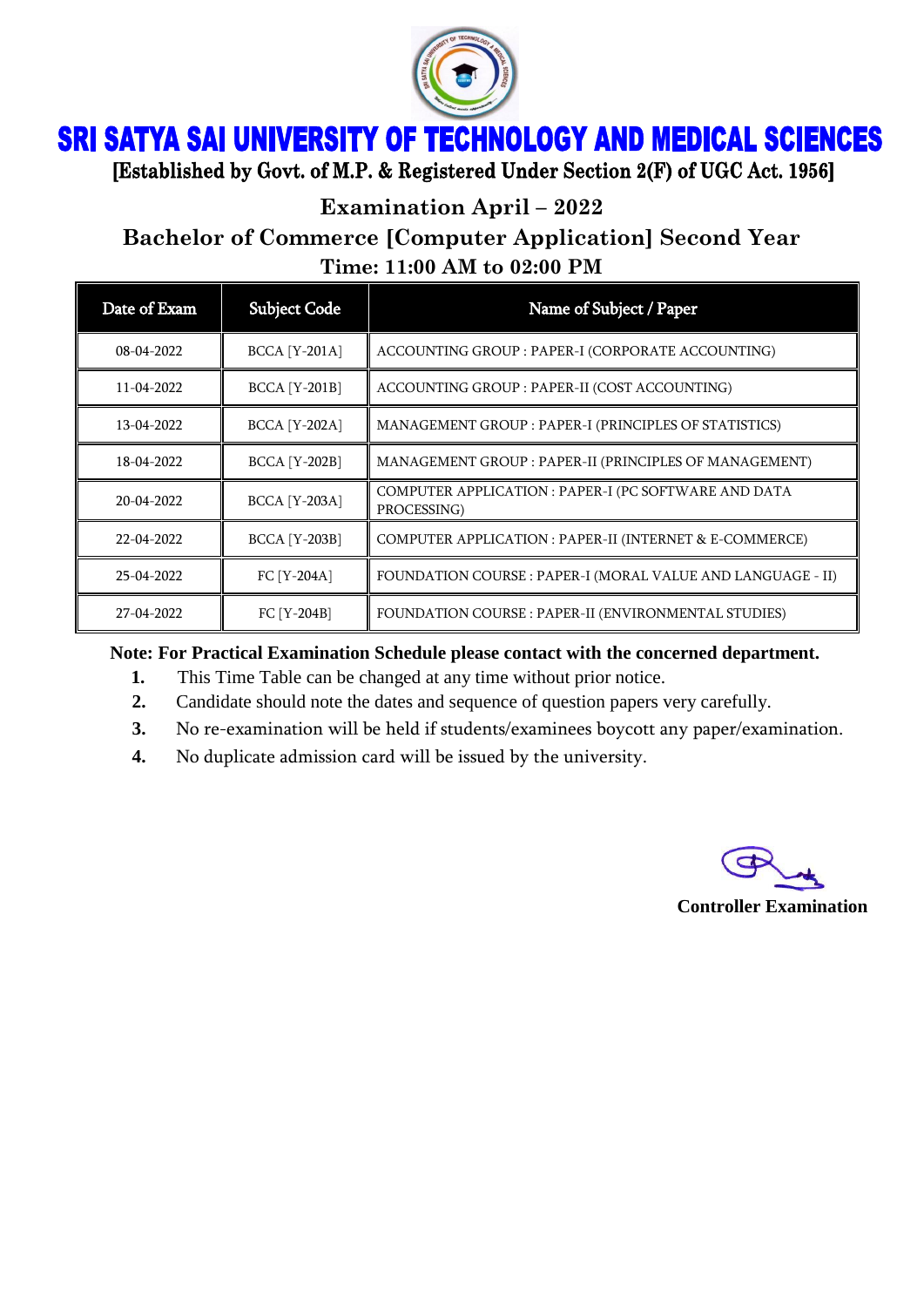# SRI SATYA SAI UNIVERSITY OF TECHNOLOGY AND MEDICAL SCIENCES

**[Established by Govt. of M.P. & Registered Under Section 2(F) of UGC Act. 1956]**

## Examination April – 2022

## Bachelor of Commerce [Computer Application] Second Year

### Time: 11:00 AM to 02:00 PM

| Date of Exam | Subject Code | Name of Subject / Paper |
|---|---|---|
| 08-04-2022 | BCCA [Y-201A] | ACCOUNTING GROUP : PAPER-I (CORPORATE ACCOUNTING) |
| 11-04-2022 | BCCA [Y-201B] | ACCOUNTING GROUP : PAPER-II (COST ACCOUNTING) |
| 13-04-2022 | BCCA [Y-202A] | MANAGEMENT GROUP : PAPER-I (PRINCIPLES OF STATISTICS) |
| 18-04-2022 | BCCA [Y-202B] | MANAGEMENT GROUP : PAPER-II (PRINCIPLES OF MANAGEMENT) |
| 20-04-2022 | BCCA [Y-203A] | COMPUTER APPLICATION : PAPER-I (PC SOFTWARE AND DATA PROCESSING) |
| 22-04-2022 | BCCA [Y-203B] | COMPUTER APPLICATION : PAPER-II (INTERNET & E-COMMERCE) |
| 25-04-2022 | FC [Y-204A] | FOUNDATION COURSE : PAPER-I (MORAL VALUE AND LANGUAGE - II) |
| 27-04-2022 | FC [Y-204B] | FOUNDATION COURSE : PAPER-II (ENVIRONMENTAL STUDIES) |

**Note: For Practical Examination Schedule please contact with the concerned department.**

1. This Time Table can be changed at any time without prior notice.
2. Candidate should note the dates and sequence of question papers very carefully.
3. No re-examination will be held if students/examinees boycott any paper/examination.
4. No duplicate admission card will be issued by the university.

**Controller Examination**